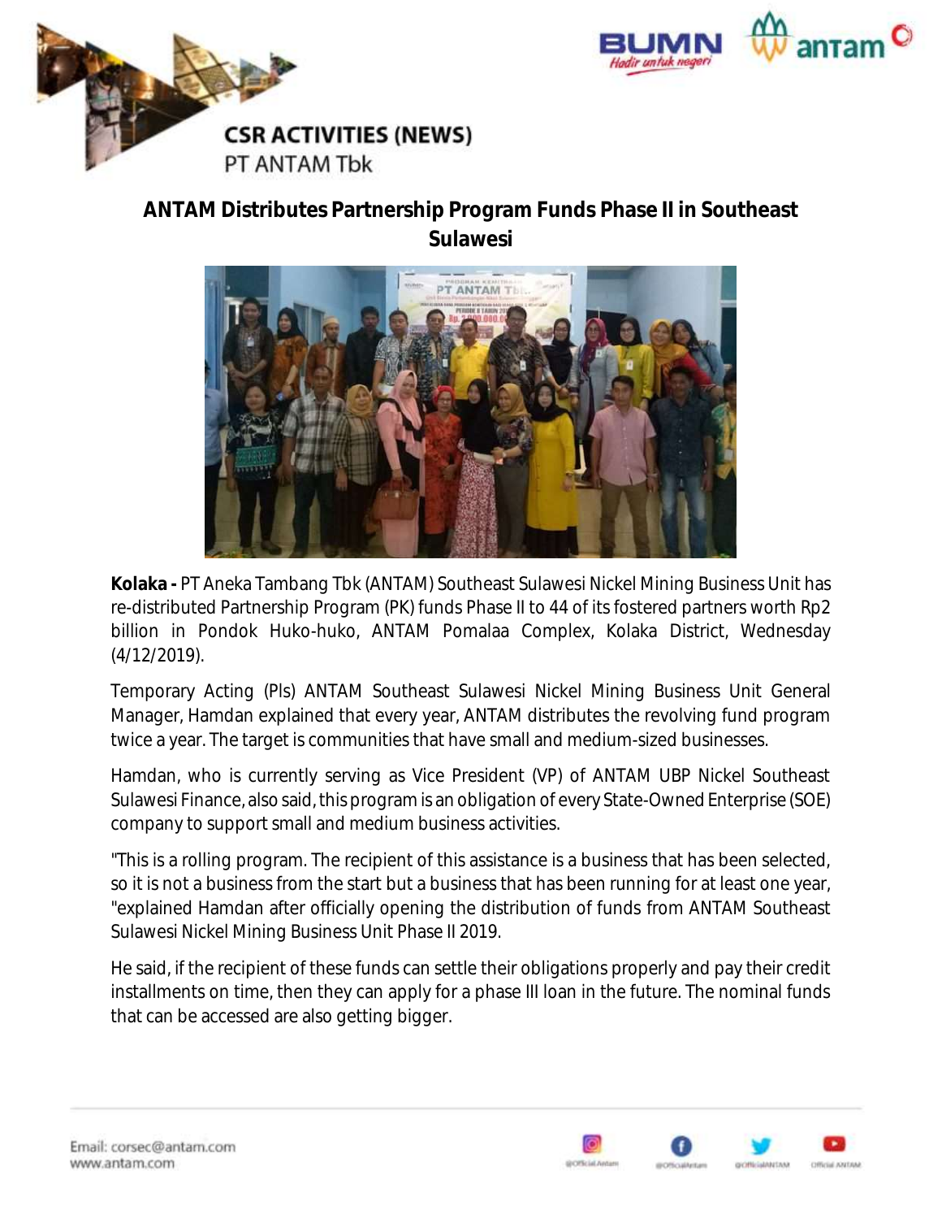CSR ACTIVITIES (NEWS)
PT ANTAM Tbk

# ANTAM Distributes Partnership Program Funds Phase II in Southeast Sulawesi

**Kolaka -** PT Aneka Tambang Tbk (ANTAM) Southeast Sulawesi Nickel Mining Business Unit has re-distributed Partnership Program (PK) funds Phase II to 44 of its fostered partners worth Rp2 billion in Pondok Huko-huko, ANTAM Pomalaa Complex, Kolaka District, Wednesday (4/12/2019).

Temporary Acting (Pls) ANTAM Southeast Sulawesi Nickel Mining Business Unit General Manager, Hamdan explained that every year, ANTAM distributes the revolving fund program twice a year. The target is communities that have small and medium-sized businesses.

Hamdan, who is currently serving as Vice President (VP) of ANTAM UBP Nickel Southeast Sulawesi Finance, also said, this program is an obligation of every State-Owned Enterprise (SOE) company to support small and medium business activities.

"This is a rolling program. The recipient of this assistance is a business that has been selected, so it is not a business from the start but a business that has been running for at least one year, "explained Hamdan after officially opening the distribution of funds from ANTAM Southeast Sulawesi Nickel Mining Business Unit Phase II 2019.

He said, if the recipient of these funds can settle their obligations properly and pay their credit installments on time, then they can apply for a phase III loan in the future. The nominal funds that can be accessed are also getting bigger.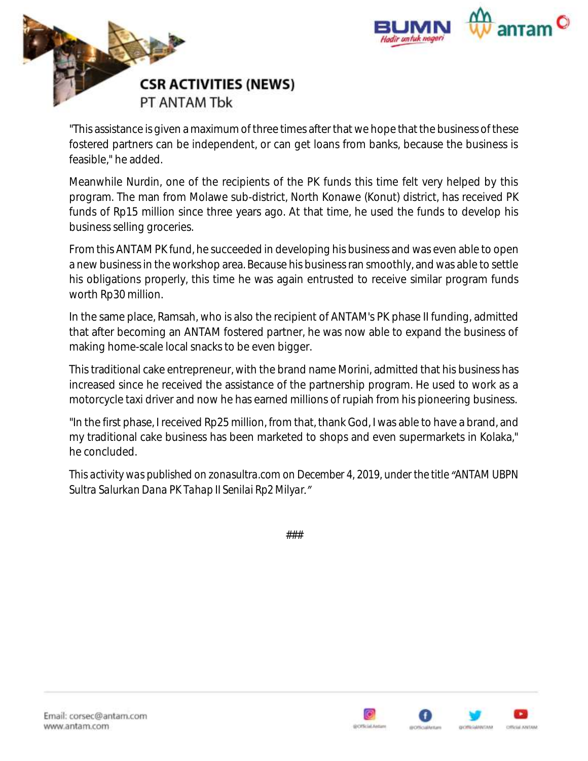"This assistance is given a maximum of three times after that we hope that the business of these fostered partners can be independent, or can get loans from banks, because the business is feasible," he added.

Meanwhile Nurdin, one of the recipients of the PK funds this time felt very helped by this program. The man from Molawe sub-district, North Konawe (Konut) district, has received PK funds of Rp15 million since three years ago. At that time, he used the funds to develop his business selling groceries.

From this ANTAM PK fund, he succeeded in developing his business and was even able to open a new business in the workshop area. Because his business ran smoothly, and was able to settle his obligations properly, this time he was again entrusted to receive similar program funds worth Rp30 million.

In the same place, Ramsah, who is also the recipient of ANTAM's PK phase II funding, admitted that after becoming an ANTAM fostered partner, he was now able to expand the business of making home-scale local snacks to be even bigger.

This traditional cake entrepreneur, with the brand name Morini, admitted that his business has increased since he received the assistance of the partnership program. He used to work as a motorcycle taxi driver and now he has earned millions of rupiah from his pioneering business.

"In the first phase, I received Rp25 million, from that, thank God, I was able to have a brand, and my traditional cake business has been marketed to shops and even supermarkets in Kolaka," he concluded.

*This activity was published on zonasultra.com on December 4, 2019, under the title "ANTAM UBPN Sultra Salurkan Dana PK Tahap II Senilai Rp2 Milyar."*

###